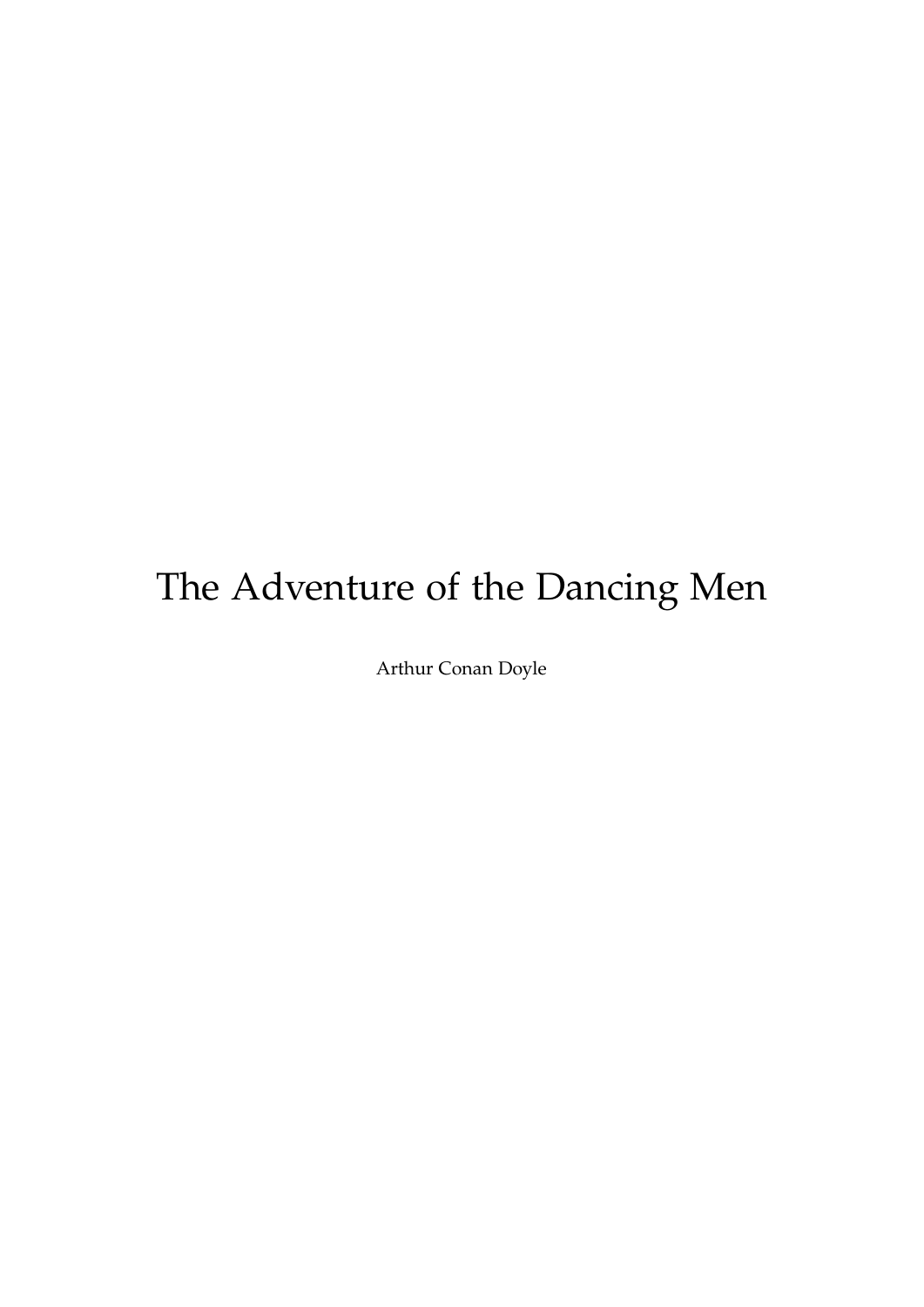# The Adventure of the Dancing Men

Arthur Conan Doyle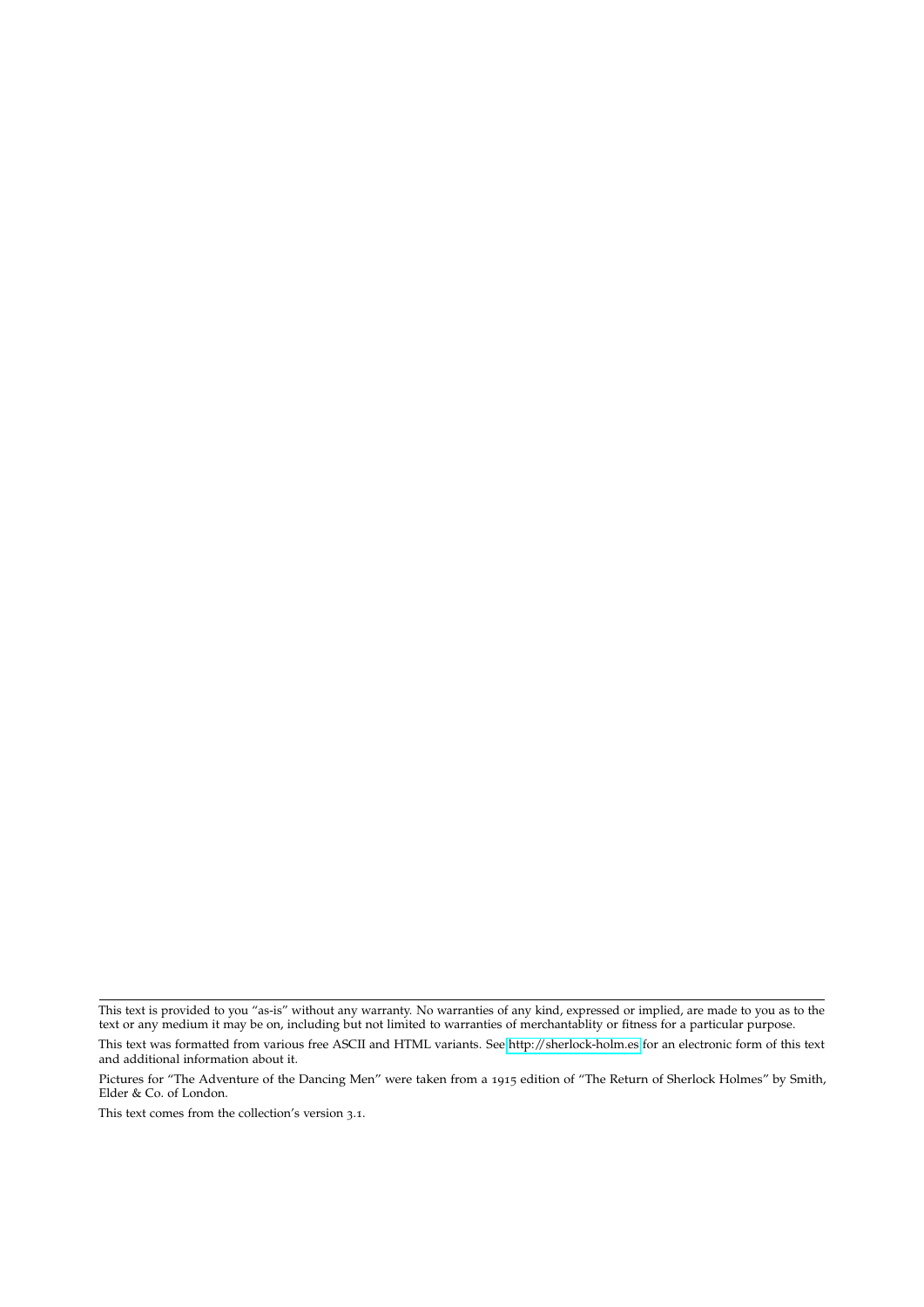This text is provided to you "as-is" without any warranty. No warranties of any kind, expressed or implied, are made to you as to the text or any medium it may be on, including but not limited to warranties of merchantablity or fitness for a particular purpose.

This text was formatted from various free ASCII and HTML variants. See http://sherlock-holm.es for an electronic form of this text and additional information about it.

Pictures for "The Adventure of the Dancing Men" were taken from a 1915 edition of "The Return of Sherlock Holmes" by Smith, Elder & Co. of London.

This text comes from the collection's version 3.1.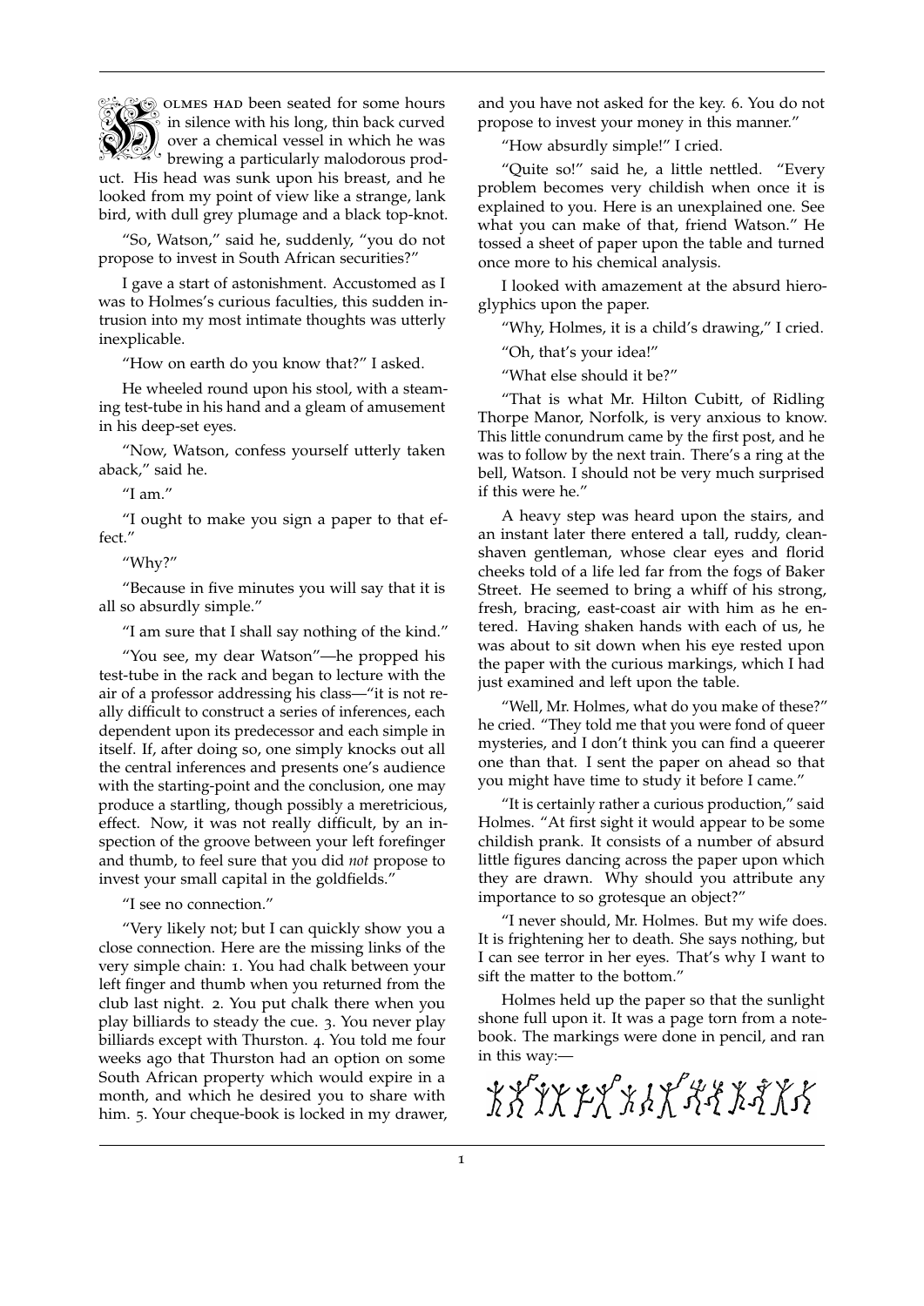Holmes had been seated for some hours in silence with his long, thin back curved over a chemical vessel in which he was brewing a particularly malodorous product. His head was sunk upon his breast, and he looked from my point of view like a strange, lank bird, with dull grey plumage and a black top-knot.

"So, Watson," said he, suddenly, "you do not propose to invest in South African securities?"

I gave a start of astonishment. Accustomed as I was to Holmes's curious faculties, this sudden intrusion into my most intimate thoughts was utterly inexplicable.

"How on earth do you know that?" I asked.

He wheeled round upon his stool, with a steaming test-tube in his hand and a gleam of amusement in his deep-set eyes.

"Now, Watson, confess yourself utterly taken aback," said he.

"I am."

"I ought to make you sign a paper to that effect."

"Why?"

"Because in five minutes you will say that it is all so absurdly simple."

"I am sure that I shall say nothing of the kind."

"You see, my dear Watson"—he propped his test-tube in the rack and began to lecture with the air of a professor addressing his class—"it is not really difficult to construct a series of inferences, each dependent upon its predecessor and each simple in itself. If, after doing so, one simply knocks out all the central inferences and presents one's audience with the starting-point and the conclusion, one may produce a startling, though possibly a meretricious, effect. Now, it was not really difficult, by an inspection of the groove between your left forefinger and thumb, to feel sure that you did *not* propose to invest your small capital in the goldfields."

"I see no connection."

"Very likely not; but I can quickly show you a close connection. Here are the missing links of the very simple chain: 1. You had chalk between your left finger and thumb when you returned from the club last night. 2. You put chalk there when you play billiards to steady the cue. 3. You never play billiards except with Thurston. 4. You told me four weeks ago that Thurston had an option on some South African property which would expire in a month, and which he desired you to share with him. 5. Your cheque-book is locked in my drawer, and you have not asked for the key. 6. You do not propose to invest your money in this manner."

"How absurdly simple!" I cried.

"Quite so!" said he, a little nettled. "Every problem becomes very childish when once it is explained to you. Here is an unexplained one. See what you can make of that, friend Watson." He tossed a sheet of paper upon the table and turned once more to his chemical analysis.

I looked with amazement at the absurd hieroglyphics upon the paper.

"Why, Holmes, it is a child's drawing," I cried.

"Oh, that's your idea!"

"What else should it be?"

"That is what Mr. Hilton Cubitt, of Ridling Thorpe Manor, Norfolk, is very anxious to know. This little conundrum came by the first post, and he was to follow by the next train. There's a ring at the bell, Watson. I should not be very much surprised if this were he."

A heavy step was heard upon the stairs, and an instant later there entered a tall, ruddy, clean-shaven gentleman, whose clear eyes and florid cheeks told of a life led far from the fogs of Baker Street. He seemed to bring a whiff of his strong, fresh, bracing, east-coast air with him as he entered. Having shaken hands with each of us, he was about to sit down when his eye rested upon the paper with the curious markings, which I had just examined and left upon the table.

"Well, Mr. Holmes, what do you make of these?" he cried. "They told me that you were fond of queer mysteries, and I don't think you can find a queerer one than that. I sent the paper on ahead so that you might have time to study it before I came."

"It is certainly rather a curious production," said Holmes. "At first sight it would appear to be some childish prank. It consists of a number of absurd little figures dancing across the paper upon which they are drawn. Why should you attribute any importance to so grotesque an object?"

"I never should, Mr. Holmes. But my wife does. It is frightening her to death. She says nothing, but I can see terror in her eyes. That's why I want to sift the matter to the bottom."

Holmes held up the paper so that the sunlight shone full upon it. It was a page torn from a notebook. The markings were done in pencil, and ran in this way:—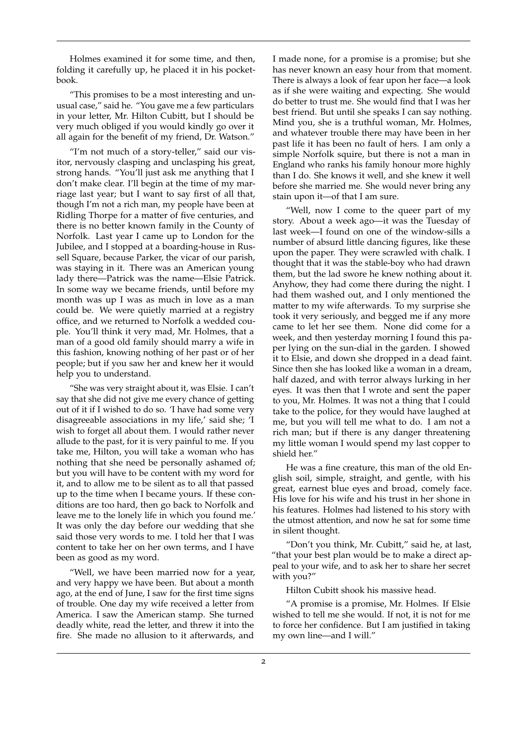Holmes examined it for some time, and then, folding it carefully up, he placed it in his pocket-book.

"This promises to be a most interesting and unusual case," said he. "You gave me a few particulars in your letter, Mr. Hilton Cubitt, but I should be very much obliged if you would kindly go over it all again for the benefit of my friend, Dr. Watson."

"I'm not much of a story-teller," said our visitor, nervously clasping and unclasping his great, strong hands. "You'll just ask me anything that I don't make clear. I'll begin at the time of my marriage last year; but I want to say first of all that, though I'm not a rich man, my people have been at Ridling Thorpe for a matter of five centuries, and there is no better known family in the County of Norfolk. Last year I came up to London for the Jubilee, and I stopped at a boarding-house in Russell Square, because Parker, the vicar of our parish, was staying in it. There was an American young lady there—Patrick was the name—Elsie Patrick. In some way we became friends, until before my month was up I was as much in love as a man could be. We were quietly married at a registry office, and we returned to Norfolk a wedded couple. You'll think it very mad, Mr. Holmes, that a man of a good old family should marry a wife in this fashion, knowing nothing of her past or of her people; but if you saw her and knew her it would help you to understand.

"She was very straight about it, was Elsie. I can't say that she did not give me every chance of getting out of it if I wished to do so. 'I have had some very disagreeable associations in my life,' said she; 'I wish to forget all about them. I would rather never allude to the past, for it is very painful to me. If you take me, Hilton, you will take a woman who has nothing that she need be personally ashamed of; but you will have to be content with my word for it, and to allow me to be silent as to all that passed up to the time when I became yours. If these conditions are too hard, then go back to Norfolk and leave me to the lonely life in which you found me.' It was only the day before our wedding that she said those very words to me. I told her that I was content to take her on her own terms, and I have been as good as my word.

"Well, we have been married now for a year, and very happy we have been. But about a month ago, at the end of June, I saw for the first time signs of trouble. One day my wife received a letter from America. I saw the American stamp. She turned deadly white, read the letter, and threw it into the fire. She made no allusion to it afterwards, and I made none, for a promise is a promise; but she has never known an easy hour from that moment. There is always a look of fear upon her face—a look as if she were waiting and expecting. She would do better to trust me. She would find that I was her best friend. But until she speaks I can say nothing. Mind you, she is a truthful woman, Mr. Holmes, and whatever trouble there may have been in her past life it has been no fault of hers. I am only a simple Norfolk squire, but there is not a man in England who ranks his family honour more highly than I do. She knows it well, and she knew it well before she married me. She would never bring any stain upon it—of that I am sure.

"Well, now I come to the queer part of my story. About a week ago—it was the Tuesday of last week—I found on one of the window-sills a number of absurd little dancing figures, like these upon the paper. They were scrawled with chalk. I thought that it was the stable-boy who had drawn them, but the lad swore he knew nothing about it. Anyhow, they had come there during the night. I had them washed out, and I only mentioned the matter to my wife afterwards. To my surprise she took it very seriously, and begged me if any more came to let her see them. None did come for a week, and then yesterday morning I found this paper lying on the sun-dial in the garden. I showed it to Elsie, and down she dropped in a dead faint. Since then she has looked like a woman in a dream, half dazed, and with terror always lurking in her eyes. It was then that I wrote and sent the paper to you, Mr. Holmes. It was not a thing that I could take to the police, for they would have laughed at me, but you will tell me what to do. I am not a rich man; but if there is any danger threatening my little woman I would spend my last copper to shield her."

He was a fine creature, this man of the old English soil, simple, straight, and gentle, with his great, earnest blue eyes and broad, comely face. His love for his wife and his trust in her shone in his features. Holmes had listened to his story with the utmost attention, and now he sat for some time in silent thought.

"Don't you think, Mr. Cubitt," said he, at last, "that your best plan would be to make a direct appeal to your wife, and to ask her to share her secret with you?"

Hilton Cubitt shook his massive head.

"A promise is a promise, Mr. Holmes. If Elsie wished to tell me she would. If not, it is not for me to force her confidence. But I am justified in taking my own line—and I will."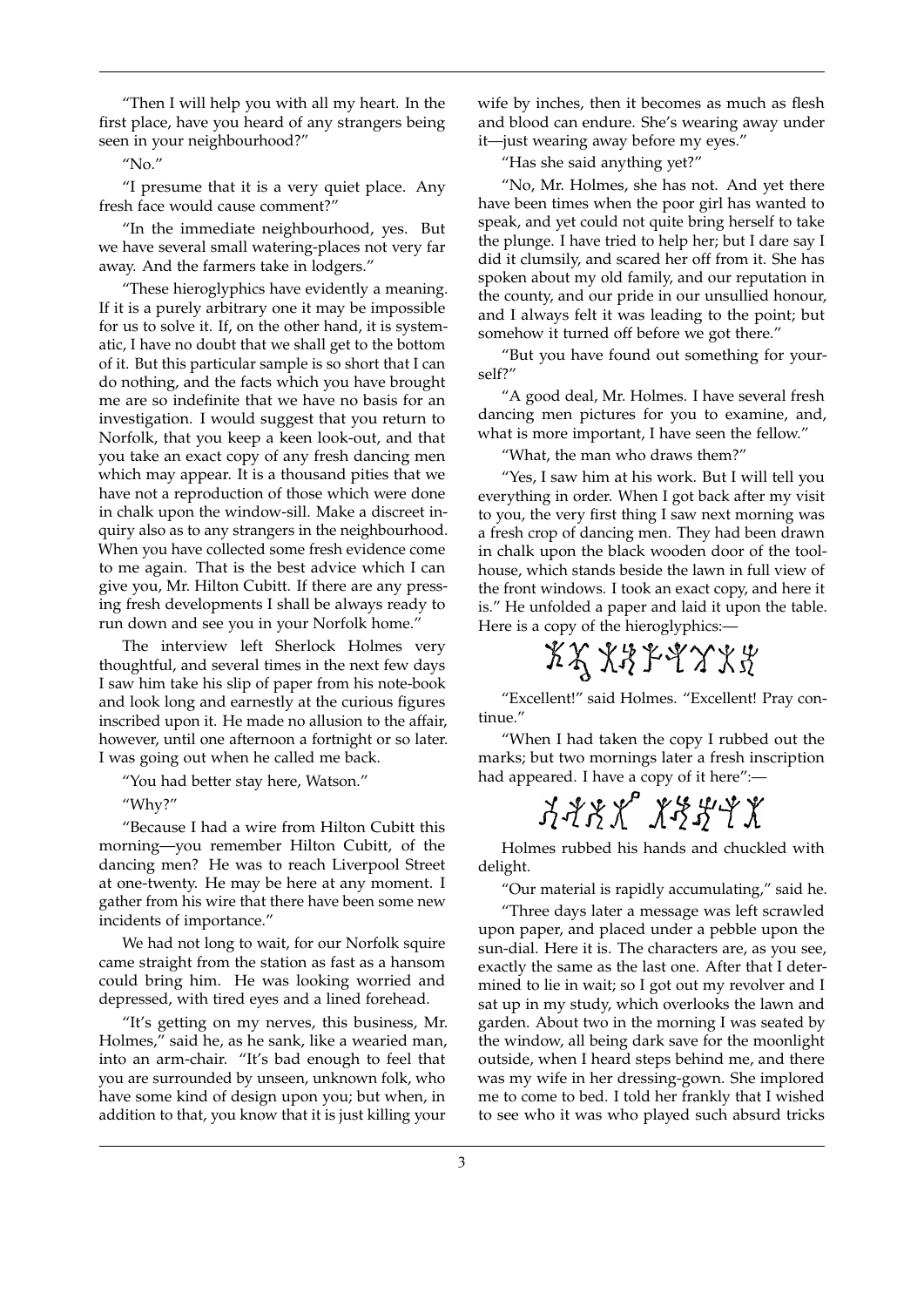"Then I will help you with all my heart. In the first place, have you heard of any strangers being seen in your neighbourhood?"

"No."

"I presume that it is a very quiet place. Any fresh face would cause comment?"

"In the immediate neighbourhood, yes. But we have several small watering-places not very far away. And the farmers take in lodgers."

"These hieroglyphics have evidently a meaning. If it is a purely arbitrary one it may be impossible for us to solve it. If, on the other hand, it is systematic, I have no doubt that we shall get to the bottom of it. But this particular sample is so short that I can do nothing, and the facts which you have brought me are so indefinite that we have no basis for an investigation. I would suggest that you return to Norfolk, that you keep a keen look-out, and that you take an exact copy of any fresh dancing men which may appear. It is a thousand pities that we have not a reproduction of those which were done in chalk upon the window-sill. Make a discreet inquiry also as to any strangers in the neighbourhood. When you have collected some fresh evidence come to me again. That is the best advice which I can give you, Mr. Hilton Cubitt. If there are any pressing fresh developments I shall be always ready to run down and see you in your Norfolk home."

The interview left Sherlock Holmes very thoughtful, and several times in the next few days I saw him take his slip of paper from his note-book and look long and earnestly at the curious figures inscribed upon it. He made no allusion to the affair, however, until one afternoon a fortnight or so later. I was going out when he called me back.

"You had better stay here, Watson."

"Why?"

"Because I had a wire from Hilton Cubitt this morning—you remember Hilton Cubitt, of the dancing men? He was to reach Liverpool Street at one-twenty. He may be here at any moment. I gather from his wire that there have been some new incidents of importance."

We had not long to wait, for our Norfolk squire came straight from the station as fast as a hansom could bring him. He was looking worried and depressed, with tired eyes and a lined forehead.

"It's getting on my nerves, this business, Mr. Holmes," said he, as he sank, like a wearied man, into an arm-chair. "It's bad enough to feel that you are surrounded by unseen, unknown folk, who have some kind of design upon you; but when, in addition to that, you know that it is just killing your wife by inches, then it becomes as much as flesh and blood can endure. She's wearing away under it—just wearing away before my eyes."

"Has she said anything yet?"

"No, Mr. Holmes, she has not. And yet there have been times when the poor girl has wanted to speak, and yet could not quite bring herself to take the plunge. I have tried to help her; but I dare say I did it clumsily, and scared her off from it. She has spoken about my old family, and our reputation in the county, and our pride in our unsullied honour, and I always felt it was leading to the point; but somehow it turned off before we got there."

"But you have found out something for yourself?"

"A good deal, Mr. Holmes. I have several fresh dancing men pictures for you to examine, and, what is more important, I have seen the fellow."

"What, the man who draws them?"

"Yes, I saw him at his work. But I will tell you everything in order. When I got back after my visit to you, the very first thing I saw next morning was a fresh crop of dancing men. They had been drawn in chalk upon the black wooden door of the tool-house, which stands beside the lawn in full view of the front windows. I took an exact copy, and here it is." He unfolded a paper and laid it upon the table. Here is a copy of the hieroglyphics:—

"Excellent!" said Holmes. "Excellent! Pray continue."

"When I had taken the copy I rubbed out the marks; but two mornings later a fresh inscription had appeared. I have a copy of it here":—

Holmes rubbed his hands and chuckled with delight.

"Our material is rapidly accumulating," said he.

"Three days later a message was left scrawled upon paper, and placed under a pebble upon the sun-dial. Here it is. The characters are, as you see, exactly the same as the last one. After that I determined to lie in wait; so I got out my revolver and I sat up in my study, which overlooks the lawn and garden. About two in the morning I was seated by the window, all being dark save for the moonlight outside, when I heard steps behind me, and there was my wife in her dressing-gown. She implored me to come to bed. I told her frankly that I wished to see who it was who played such absurd tricks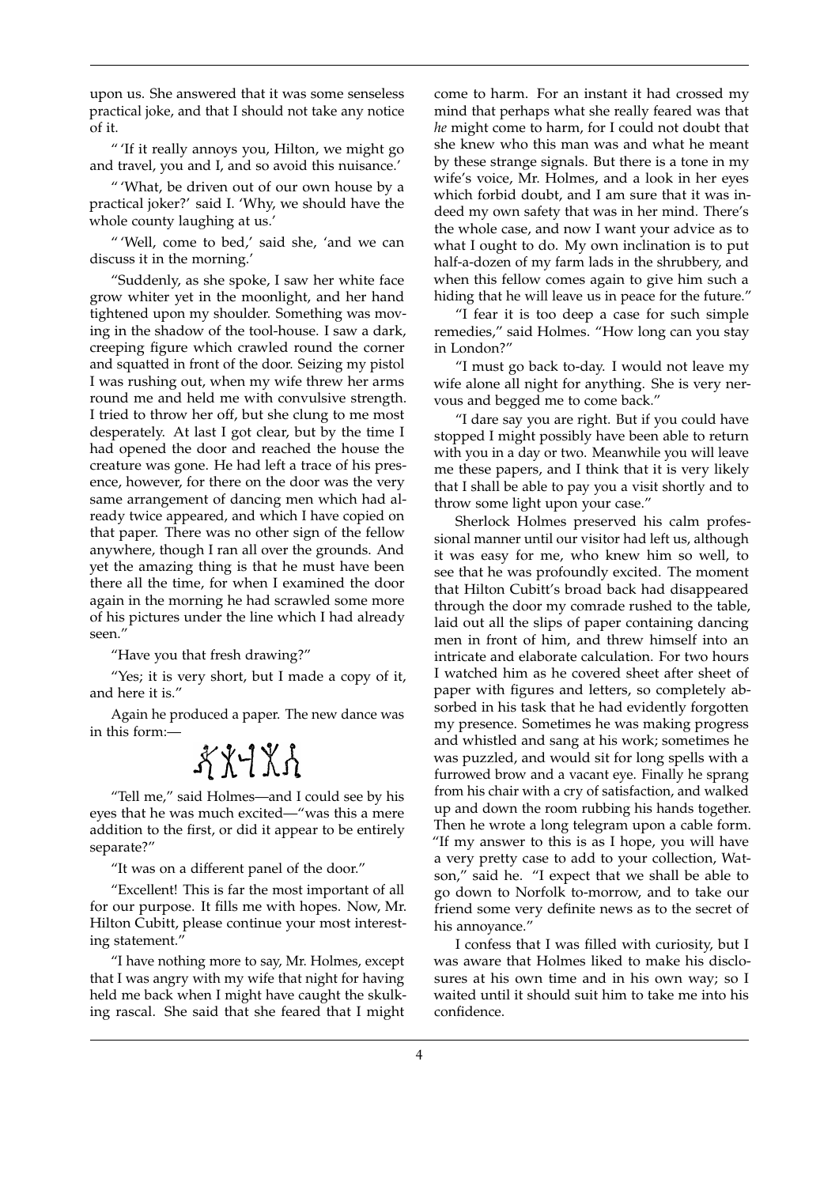upon us. She answered that it was some senseless practical joke, and that I should not take any notice of it.

" 'If it really annoys you, Hilton, we might go and travel, you and I, and so avoid this nuisance.'

" 'What, be driven out of our own house by a practical joker?' said I. 'Why, we should have the whole county laughing at us.'

" 'Well, come to bed,' said she, 'and we can discuss it in the morning.'

"Suddenly, as she spoke, I saw her white face grow whiter yet in the moonlight, and her hand tightened upon my shoulder. Something was moving in the shadow of the tool-house. I saw a dark, creeping figure which crawled round the corner and squatted in front of the door. Seizing my pistol I was rushing out, when my wife threw her arms round me and held me with convulsive strength. I tried to throw her off, but she clung to me most desperately. At last I got clear, but by the time I had opened the door and reached the house the creature was gone. He had left a trace of his presence, however, for there on the door was the very same arrangement of dancing men which had already twice appeared, and which I have copied on that paper. There was no other sign of the fellow anywhere, though I ran all over the grounds. And yet the amazing thing is that he must have been there all the time, for when I examined the door again in the morning he had scrawled some more of his pictures under the line which I had already seen."

"Have you that fresh drawing?"

"Yes; it is very short, but I made a copy of it, and here it is."

Again he produced a paper. The new dance was in this form:—

"Tell me," said Holmes—and I could see by his eyes that he was much excited—"was this a mere addition to the first, or did it appear to be entirely separate?"

"It was on a different panel of the door."

"Excellent! This is far the most important of all for our purpose. It fills me with hopes. Now, Mr. Hilton Cubitt, please continue your most interesting statement."

"I have nothing more to say, Mr. Holmes, except that I was angry with my wife that night for having held me back when I might have caught the skulking rascal. She said that she feared that I might come to harm. For an instant it had crossed my mind that perhaps what she really feared was that *he* might come to harm, for I could not doubt that she knew who this man was and what he meant by these strange signals. But there is a tone in my wife's voice, Mr. Holmes, and a look in her eyes which forbid doubt, and I am sure that it was indeed my own safety that was in her mind. There's the whole case, and now I want your advice as to what I ought to do. My own inclination is to put half-a-dozen of my farm lads in the shrubbery, and when this fellow comes again to give him such a hiding that he will leave us in peace for the future."

"I fear it is too deep a case for such simple remedies," said Holmes. "How long can you stay in London?"

"I must go back to-day. I would not leave my wife alone all night for anything. She is very nervous and begged me to come back."

"I dare say you are right. But if you could have stopped I might possibly have been able to return with you in a day or two. Meanwhile you will leave me these papers, and I think that it is very likely that I shall be able to pay you a visit shortly and to throw some light upon your case."

Sherlock Holmes preserved his calm professional manner until our visitor had left us, although it was easy for me, who knew him so well, to see that he was profoundly excited. The moment that Hilton Cubitt's broad back had disappeared through the door my comrade rushed to the table, laid out all the slips of paper containing dancing men in front of him, and threw himself into an intricate and elaborate calculation. For two hours I watched him as he covered sheet after sheet of paper with figures and letters, so completely absorbed in his task that he had evidently forgotten my presence. Sometimes he was making progress and whistled and sang at his work; sometimes he was puzzled, and would sit for long spells with a furrowed brow and a vacant eye. Finally he sprang from his chair with a cry of satisfaction, and walked up and down the room rubbing his hands together. Then he wrote a long telegram upon a cable form. "If my answer to this is as I hope, you will have a very pretty case to add to your collection, Watson," said he. "I expect that we shall be able to go down to Norfolk to-morrow, and to take our friend some very definite news as to the secret of his annoyance."

I confess that I was filled with curiosity, but I was aware that Holmes liked to make his disclosures at his own time and in his own way; so I waited until it should suit him to take me into his confidence.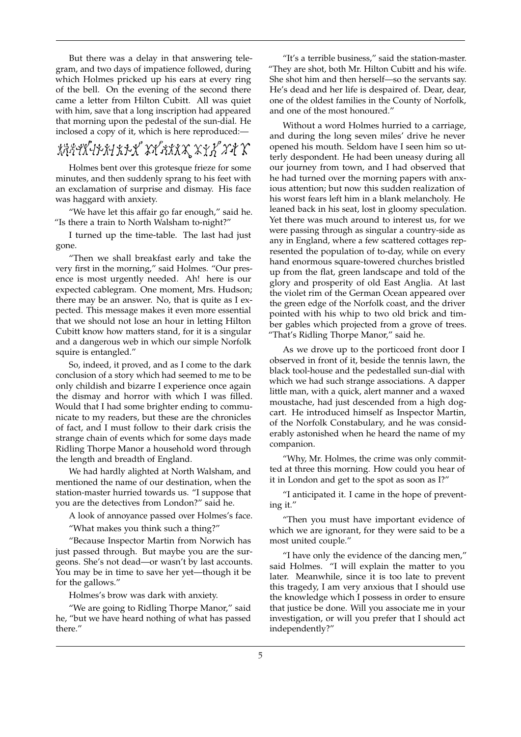But there was a delay in that answering telegram, and two days of impatience followed, during which Holmes pricked up his ears at every ring of the bell. On the evening of the second there came a letter from Hilton Cubitt. All was quiet with him, save that a long inscription had appeared that morning upon the pedestal of the sun-dial. He inclosed a copy of it, which is here reproduced:—

Holmes bent over this grotesque frieze for some minutes, and then suddenly sprang to his feet with an exclamation of surprise and dismay. His face was haggard with anxiety.

"We have let this affair go far enough," said he. "Is there a train to North Walsham to-night?"

I turned up the time-table. The last had just gone.

"Then we shall breakfast early and take the very first in the morning," said Holmes. "Our presence is most urgently needed. Ah! here is our expected cablegram. One moment, Mrs. Hudson; there may be an answer. No, that is quite as I expected. This message makes it even more essential that we should not lose an hour in letting Hilton Cubitt know how matters stand, for it is a singular and a dangerous web in which our simple Norfolk squire is entangled."

So, indeed, it proved, and as I come to the dark conclusion of a story which had seemed to me to be only childish and bizarre I experience once again the dismay and horror with which I was filled. Would that I had some brighter ending to communicate to my readers, but these are the chronicles of fact, and I must follow to their dark crisis the strange chain of events which for some days made Ridling Thorpe Manor a household word through the length and breadth of England.

We had hardly alighted at North Walsham, and mentioned the name of our destination, when the station-master hurried towards us. "I suppose that you are the detectives from London?" said he.

A look of annoyance passed over Holmes's face.

"What makes you think such a thing?"

"Because Inspector Martin from Norwich has just passed through. But maybe you are the surgeons. She's not dead—or wasn't by last accounts. You may be in time to save her yet—though it be for the gallows."

Holmes's brow was dark with anxiety.

"We are going to Ridling Thorpe Manor," said he, "but we have heard nothing of what has passed there."

"It's a terrible business," said the station-master. "They are shot, both Mr. Hilton Cubitt and his wife. She shot him and then herself—so the servants say. He's dead and her life is despaired of. Dear, dear, one of the oldest families in the County of Norfolk, and one of the most honoured."

Without a word Holmes hurried to a carriage, and during the long seven miles' drive he never opened his mouth. Seldom have I seen him so utterly despondent. He had been uneasy during all our journey from town, and I had observed that he had turned over the morning papers with anxious attention; but now this sudden realization of his worst fears left him in a blank melancholy. He leaned back in his seat, lost in gloomy speculation. Yet there was much around to interest us, for we were passing through as singular a country-side as any in England, where a few scattered cottages represented the population of to-day, while on every hand enormous square-towered churches bristled up from the flat, green landscape and told of the glory and prosperity of old East Anglia. At last the violet rim of the German Ocean appeared over the green edge of the Norfolk coast, and the driver pointed with his whip to two old brick and timber gables which projected from a grove of trees. "That's Ridling Thorpe Manor," said he.

As we drove up to the porticoed front door I observed in front of it, beside the tennis lawn, the black tool-house and the pedestalled sun-dial with which we had such strange associations. A dapper little man, with a quick, alert manner and a waxed moustache, had just descended from a high dog-cart. He introduced himself as Inspector Martin, of the Norfolk Constabulary, and he was considerably astonished when he heard the name of my companion.

"Why, Mr. Holmes, the crime was only committed at three this morning. How could you hear of it in London and get to the spot as soon as I?"

"I anticipated it. I came in the hope of preventing it."

"Then you must have important evidence of which we are ignorant, for they were said to be a most united couple."

"I have only the evidence of the dancing men," said Holmes. "I will explain the matter to you later. Meanwhile, since it is too late to prevent this tragedy, I am very anxious that I should use the knowledge which I possess in order to ensure that justice be done. Will you associate me in your investigation, or will you prefer that I should act independently?"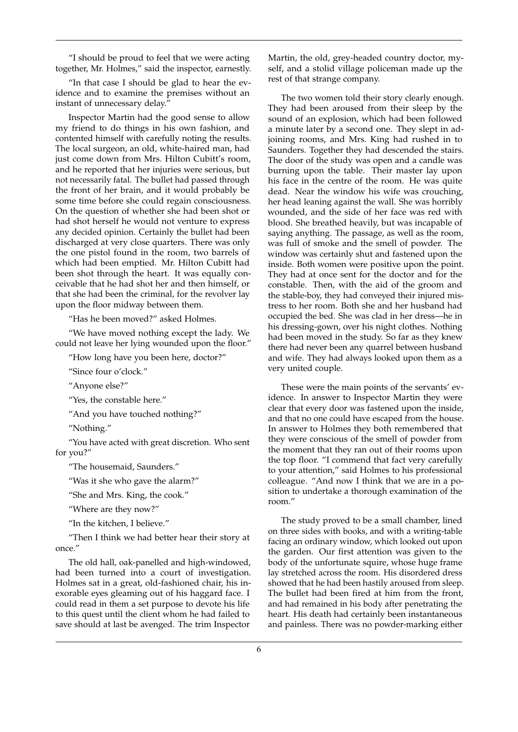"I should be proud to feel that we were acting together, Mr. Holmes," said the inspector, earnestly.

"In that case I should be glad to hear the evidence and to examine the premises without an instant of unnecessary delay."

Inspector Martin had the good sense to allow my friend to do things in his own fashion, and contented himself with carefully noting the results. The local surgeon, an old, white-haired man, had just come down from Mrs. Hilton Cubitt's room, and he reported that her injuries were serious, but not necessarily fatal. The bullet had passed through the front of her brain, and it would probably be some time before she could regain consciousness. On the question of whether she had been shot or had shot herself he would not venture to express any decided opinion. Certainly the bullet had been discharged at very close quarters. There was only the one pistol found in the room, two barrels of which had been emptied. Mr. Hilton Cubitt had been shot through the heart. It was equally conceivable that he had shot her and then himself, or that she had been the criminal, for the revolver lay upon the floor midway between them.

"Has he been moved?" asked Holmes.

"We have moved nothing except the lady. We could not leave her lying wounded upon the floor."

"How long have you been here, doctor?"

"Since four o'clock."

"Anyone else?"

"Yes, the constable here."

"And you have touched nothing?"

"Nothing."

"You have acted with great discretion. Who sent for you?"

"The housemaid, Saunders."

"Was it she who gave the alarm?"

"She and Mrs. King, the cook."

"Where are they now?"

"In the kitchen, I believe."

"Then I think we had better hear their story at once."

The old hall, oak-panelled and high-windowed, had been turned into a court of investigation. Holmes sat in a great, old-fashioned chair, his inexorable eyes gleaming out of his haggard face. I could read in them a set purpose to devote his life to this quest until the client whom he had failed to save should at last be avenged. The trim Inspector Martin, the old, grey-headed country doctor, myself, and a stolid village policeman made up the rest of that strange company.

The two women told their story clearly enough. They had been aroused from their sleep by the sound of an explosion, which had been followed a minute later by a second one. They slept in adjoining rooms, and Mrs. King had rushed in to Saunders. Together they had descended the stairs. The door of the study was open and a candle was burning upon the table. Their master lay upon his face in the centre of the room. He was quite dead. Near the window his wife was crouching, her head leaning against the wall. She was horribly wounded, and the side of her face was red with blood. She breathed heavily, but was incapable of saying anything. The passage, as well as the room, was full of smoke and the smell of powder. The window was certainly shut and fastened upon the inside. Both women were positive upon the point. They had at once sent for the doctor and for the constable. Then, with the aid of the groom and the stable-boy, they had conveyed their injured mistress to her room. Both she and her husband had occupied the bed. She was clad in her dress—he in his dressing-gown, over his night clothes. Nothing had been moved in the study. So far as they knew there had never been any quarrel between husband and wife. They had always looked upon them as a very united couple.

These were the main points of the servants' evidence. In answer to Inspector Martin they were clear that every door was fastened upon the inside, and that no one could have escaped from the house. In answer to Holmes they both remembered that they were conscious of the smell of powder from the moment that they ran out of their rooms upon the top floor. "I commend that fact very carefully to your attention," said Holmes to his professional colleague. "And now I think that we are in a position to undertake a thorough examination of the room."

The study proved to be a small chamber, lined on three sides with books, and with a writing-table facing an ordinary window, which looked out upon the garden. Our first attention was given to the body of the unfortunate squire, whose huge frame lay stretched across the room. His disordered dress showed that he had been hastily aroused from sleep. The bullet had been fired at him from the front, and had remained in his body after penetrating the heart. His death had certainly been instantaneous and painless. There was no powder-marking either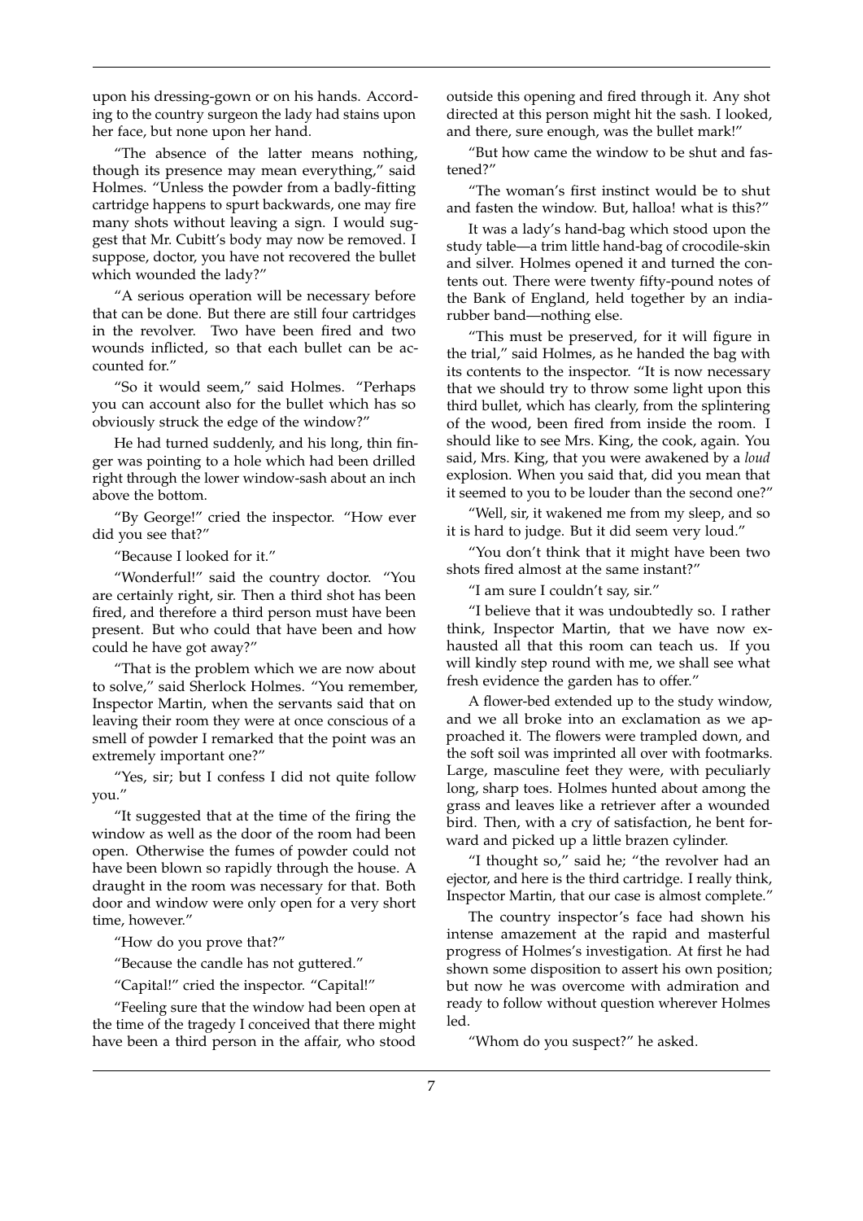upon his dressing-gown or on his hands. According to the country surgeon the lady had stains upon her face, but none upon her hand.

"The absence of the latter means nothing, though its presence may mean everything," said Holmes. "Unless the powder from a badly-fitting cartridge happens to spurt backwards, one may fire many shots without leaving a sign. I would suggest that Mr. Cubitt's body may now be removed. I suppose, doctor, you have not recovered the bullet which wounded the lady?"

"A serious operation will be necessary before that can be done. But there are still four cartridges in the revolver. Two have been fired and two wounds inflicted, so that each bullet can be accounted for."

"So it would seem," said Holmes. "Perhaps you can account also for the bullet which has so obviously struck the edge of the window?"

He had turned suddenly, and his long, thin finger was pointing to a hole which had been drilled right through the lower window-sash about an inch above the bottom.

"By George!" cried the inspector. "How ever did you see that?"

"Because I looked for it."

"Wonderful!" said the country doctor. "You are certainly right, sir. Then a third shot has been fired, and therefore a third person must have been present. But who could that have been and how could he have got away?"

"That is the problem which we are now about to solve," said Sherlock Holmes. "You remember, Inspector Martin, when the servants said that on leaving their room they were at once conscious of a smell of powder I remarked that the point was an extremely important one?"

"Yes, sir; but I confess I did not quite follow you."

"It suggested that at the time of the firing the window as well as the door of the room had been open. Otherwise the fumes of powder could not have been blown so rapidly through the house. A draught in the room was necessary for that. Both door and window were only open for a very short time, however."

"How do you prove that?"

"Because the candle has not guttered."

"Capital!" cried the inspector. "Capital!"

"Feeling sure that the window had been open at the time of the tragedy I conceived that there might have been a third person in the affair, who stood outside this opening and fired through it. Any shot directed at this person might hit the sash. I looked, and there, sure enough, was the bullet mark!"

"But how came the window to be shut and fastened?"

"The woman's first instinct would be to shut and fasten the window. But, halloa! what is this?"

It was a lady's hand-bag which stood upon the study table—a trim little hand-bag of crocodile-skin and silver. Holmes opened it and turned the contents out. There were twenty fifty-pound notes of the Bank of England, held together by an india-rubber band—nothing else.

"This must be preserved, for it will figure in the trial," said Holmes, as he handed the bag with its contents to the inspector. "It is now necessary that we should try to throw some light upon this third bullet, which has clearly, from the splintering of the wood, been fired from inside the room. I should like to see Mrs. King, the cook, again. You said, Mrs. King, that you were awakened by a *loud* explosion. When you said that, did you mean that it seemed to you to be louder than the second one?"

"Well, sir, it wakened me from my sleep, and so it is hard to judge. But it did seem very loud."

"You don't think that it might have been two shots fired almost at the same instant?"

"I am sure I couldn't say, sir."

"I believe that it was undoubtedly so. I rather think, Inspector Martin, that we have now exhausted all that this room can teach us. If you will kindly step round with me, we shall see what fresh evidence the garden has to offer."

A flower-bed extended up to the study window, and we all broke into an exclamation as we approached it. The flowers were trampled down, and the soft soil was imprinted all over with footmarks. Large, masculine feet they were, with peculiarly long, sharp toes. Holmes hunted about among the grass and leaves like a retriever after a wounded bird. Then, with a cry of satisfaction, he bent forward and picked up a little brazen cylinder.

"I thought so," said he; "the revolver had an ejector, and here is the third cartridge. I really think, Inspector Martin, that our case is almost complete."

The country inspector's face had shown his intense amazement at the rapid and masterful progress of Holmes's investigation. At first he had shown some disposition to assert his own position; but now he was overcome with admiration and ready to follow without question wherever Holmes led.

"Whom do you suspect?" he asked.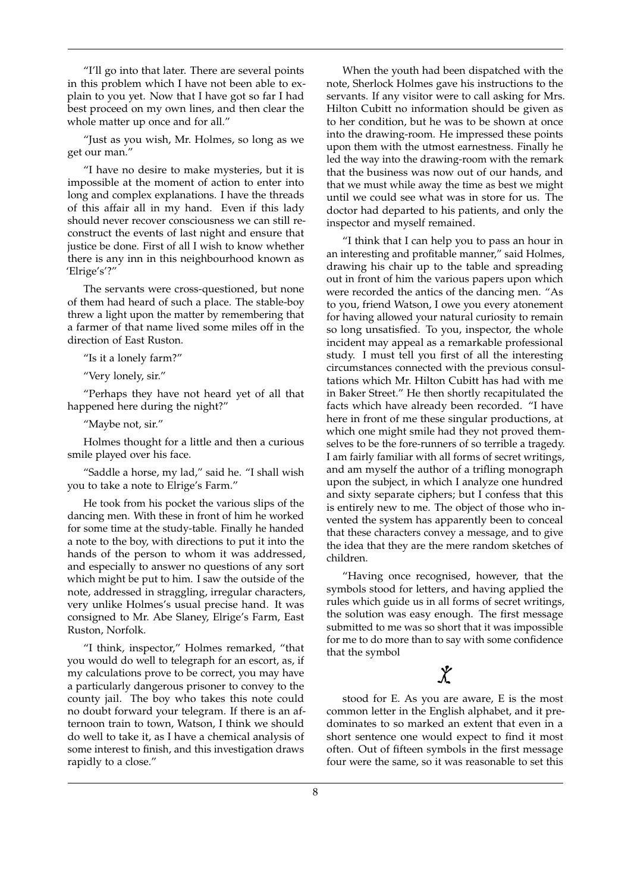"I'll go into that later. There are several points in this problem which I have not been able to explain to you yet. Now that I have got so far I had best proceed on my own lines, and then clear the whole matter up once and for all."

"Just as you wish, Mr. Holmes, so long as we get our man."

"I have no desire to make mysteries, but it is impossible at the moment of action to enter into long and complex explanations. I have the threads of this affair all in my hand. Even if this lady should never recover consciousness we can still reconstruct the events of last night and ensure that justice be done. First of all I wish to know whether there is any inn in this neighbourhood known as 'Elrige's'?"

The servants were cross-questioned, but none of them had heard of such a place. The stable-boy threw a light upon the matter by remembering that a farmer of that name lived some miles off in the direction of East Ruston.

"Is it a lonely farm?"

"Very lonely, sir."

"Perhaps they have not heard yet of all that happened here during the night?"

"Maybe not, sir."

Holmes thought for a little and then a curious smile played over his face.

"Saddle a horse, my lad," said he. "I shall wish you to take a note to Elrige's Farm."

He took from his pocket the various slips of the dancing men. With these in front of him he worked for some time at the study-table. Finally he handed a note to the boy, with directions to put it into the hands of the person to whom it was addressed, and especially to answer no questions of any sort which might be put to him. I saw the outside of the note, addressed in straggling, irregular characters, very unlike Holmes's usual precise hand. It was consigned to Mr. Abe Slaney, Elrige's Farm, East Ruston, Norfolk.

"I think, inspector," Holmes remarked, "that you would do well to telegraph for an escort, as, if my calculations prove to be correct, you may have a particularly dangerous prisoner to convey to the county jail. The boy who takes this note could no doubt forward your telegram. If there is an afternoon train to town, Watson, I think we should do well to take it, as I have a chemical analysis of some interest to finish, and this investigation draws rapidly to a close."

When the youth had been dispatched with the note, Sherlock Holmes gave his instructions to the servants. If any visitor were to call asking for Mrs. Hilton Cubitt no information should be given as to her condition, but he was to be shown at once into the drawing-room. He impressed these points upon them with the utmost earnestness. Finally he led the way into the drawing-room with the remark that the business was now out of our hands, and that we must while away the time as best we might until we could see what was in store for us. The doctor had departed to his patients, and only the inspector and myself remained.

"I think that I can help you to pass an hour in an interesting and profitable manner," said Holmes, drawing his chair up to the table and spreading out in front of him the various papers upon which were recorded the antics of the dancing men. "As to you, friend Watson, I owe you every atonement for having allowed your natural curiosity to remain so long unsatisfied. To you, inspector, the whole incident may appeal as a remarkable professional study. I must tell you first of all the interesting circumstances connected with the previous consultations which Mr. Hilton Cubitt has had with me in Baker Street." He then shortly recapitulated the facts which have already been recorded. "I have here in front of me these singular productions, at which one might smile had they not proved themselves to be the fore-runners of so terrible a tragedy. I am fairly familiar with all forms of secret writings, and am myself the author of a trifling monograph upon the subject, in which I analyze one hundred and sixty separate ciphers; but I confess that this is entirely new to me. The object of those who invented the system has apparently been to conceal that these characters convey a message, and to give the idea that they are the mere random sketches of children.

"Having once recognised, however, that the symbols stood for letters, and having applied the rules which guide us in all forms of secret writings, the solution was easy enough. The first message submitted to me was so short that it was impossible for me to do more than to say with some confidence that the symbol

stood for E. As you are aware, E is the most common letter in the English alphabet, and it predominates to so marked an extent that even in a short sentence one would expect to find it most often. Out of fifteen symbols in the first message four were the same, so it was reasonable to set this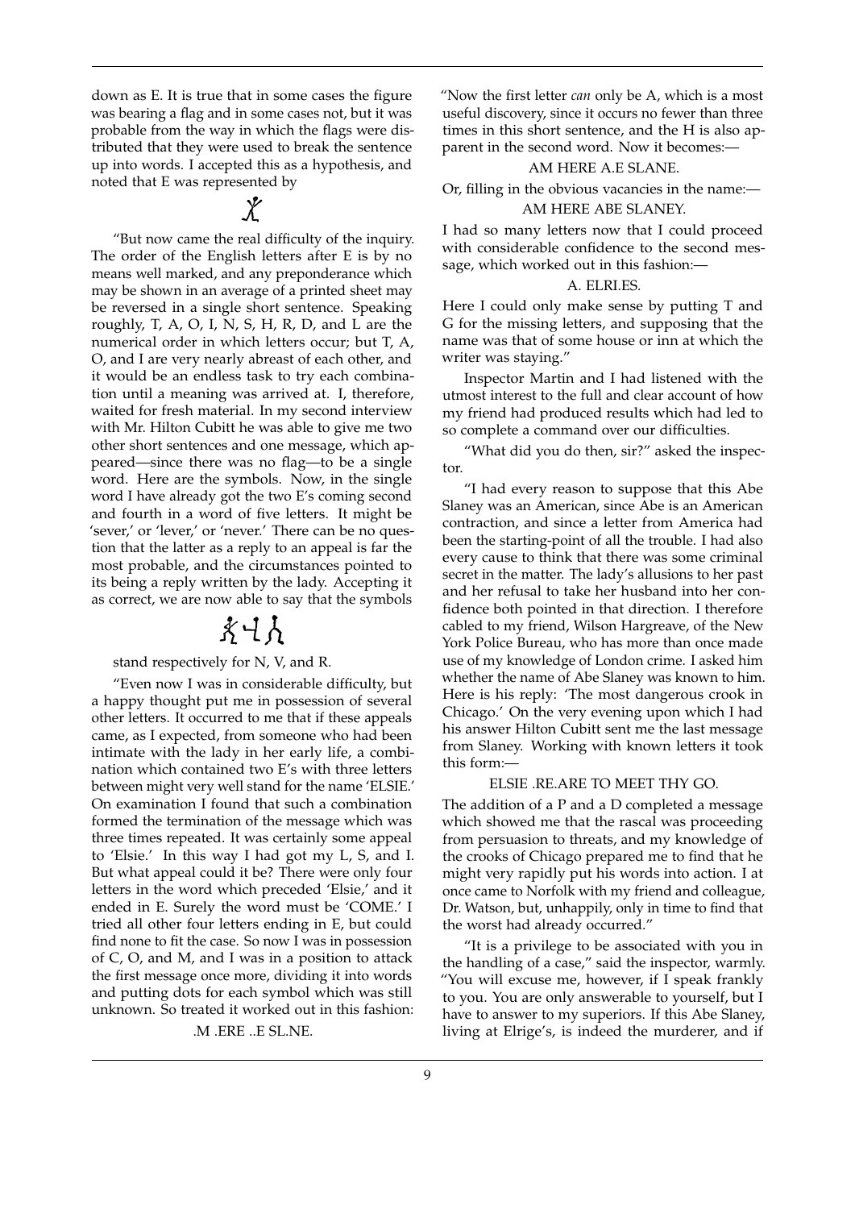down as E. It is true that in some cases the figure was bearing a flag and in some cases not, but it was probable from the way in which the flags were distributed that they were used to break the sentence up into words. I accepted this as a hypothesis, and noted that E was represented by

"But now came the real difficulty of the inquiry. The order of the English letters after E is by no means well marked, and any preponderance which may be shown in an average of a printed sheet may be reversed in a single short sentence. Speaking roughly, T, A, O, I, N, S, H, R, D, and L are the numerical order in which letters occur; but T, A, O, and I are very nearly abreast of each other, and it would be an endless task to try each combination until a meaning was arrived at. I, therefore, waited for fresh material. In my second interview with Mr. Hilton Cubitt he was able to give me two other short sentences and one message, which appeared—since there was no flag—to be a single word. Here are the symbols. Now, in the single word I have already got the two E's coming second and fourth in a word of five letters. It might be 'sever,' or 'lever,' or 'never.' There can be no question that the latter as a reply to an appeal is far the most probable, and the circumstances pointed to its being a reply written by the lady. Accepting it as correct, we are now able to say that the symbols

stand respectively for N, V, and R.

"Even now I was in considerable difficulty, but a happy thought put me in possession of several other letters. It occurred to me that if these appeals came, as I expected, from someone who had been intimate with the lady in her early life, a combination which contained two E's with three letters between might very well stand for the name 'ELSIE.' On examination I found that such a combination formed the termination of the message which was three times repeated. It was certainly some appeal to 'Elsie.' In this way I had got my L, S, and I. But what appeal could it be? There were only four letters in the word which preceded 'Elsie,' and it ended in E. Surely the word must be 'COME.' I tried all other four letters ending in E, but could find none to fit the case. So now I was in possession of C, O, and M, and I was in a position to attack the first message once more, dividing it into words and putting dots for each symbol which was still unknown. So treated it worked out in this fashion:

.M .ERE ..E SL.NE.

"Now the first letter *can* only be A, which is a most useful discovery, since it occurs no fewer than three times in this short sentence, and the H is also apparent in the second word. Now it becomes:—

AM HERE A.E SLANE.

Or, filling in the obvious vacancies in the name:—

AM HERE ABE SLANEY.

I had so many letters now that I could proceed with considerable confidence to the second message, which worked out in this fashion:—

A. ELRI.ES.

Here I could only make sense by putting T and G for the missing letters, and supposing that the name was that of some house or inn at which the writer was staying."

Inspector Martin and I had listened with the utmost interest to the full and clear account of how my friend had produced results which had led to so complete a command over our difficulties.

"What did you do then, sir?" asked the inspector.

"I had every reason to suppose that this Abe Slaney was an American, since Abe is an American contraction, and since a letter from America had been the starting-point of all the trouble. I had also every cause to think that there was some criminal secret in the matter. The lady's allusions to her past and her refusal to take her husband into her confidence both pointed in that direction. I therefore cabled to my friend, Wilson Hargreave, of the New York Police Bureau, who has more than once made use of my knowledge of London crime. I asked him whether the name of Abe Slaney was known to him. Here is his reply: 'The most dangerous crook in Chicago.' On the very evening upon which I had his answer Hilton Cubitt sent me the last message from Slaney. Working with known letters it took this form:—

ELSIE .RE.ARE TO MEET THY GO.

The addition of a P and a D completed a message which showed me that the rascal was proceeding from persuasion to threats, and my knowledge of the crooks of Chicago prepared me to find that he might very rapidly put his words into action. I at once came to Norfolk with my friend and colleague, Dr. Watson, but, unhappily, only in time to find that the worst had already occurred."

"It is a privilege to be associated with you in the handling of a case," said the inspector, warmly. "You will excuse me, however, if I speak frankly to you. You are only answerable to yourself, but I have to answer to my superiors. If this Abe Slaney, living at Elrige's, is indeed the murderer, and if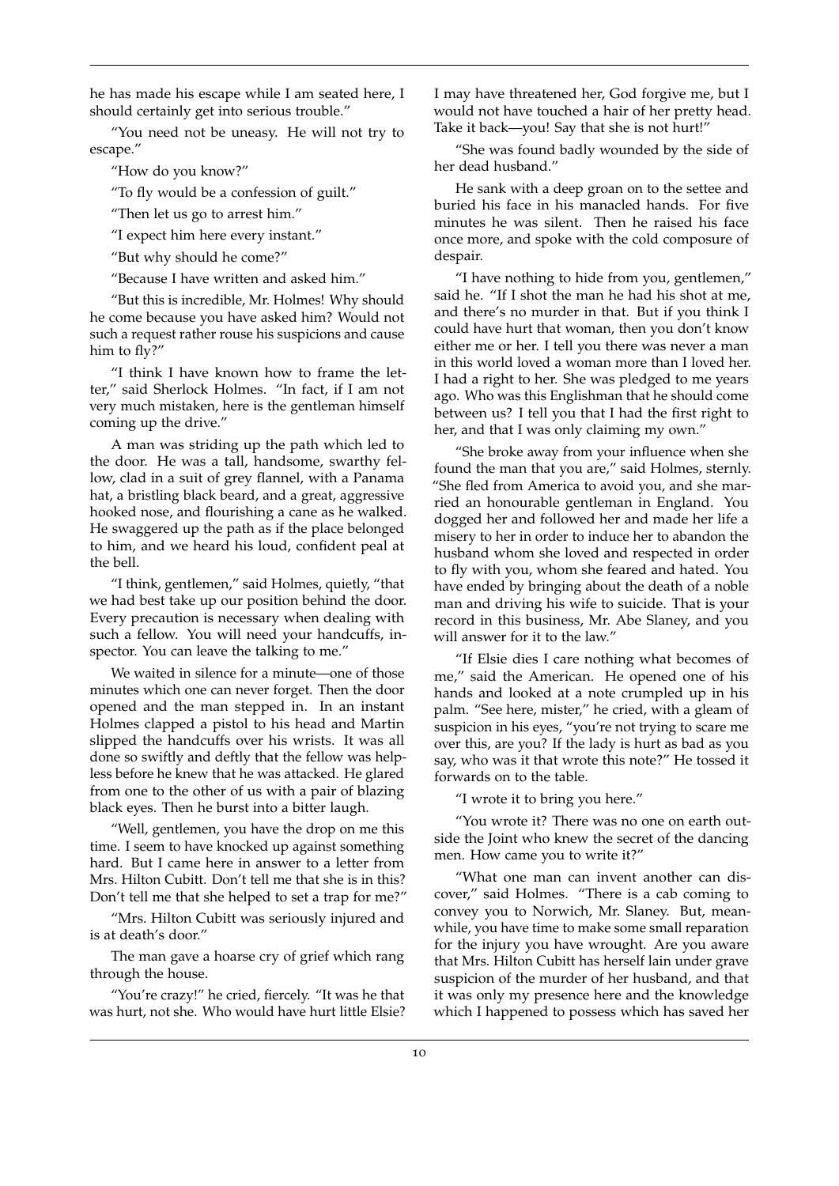he has made his escape while I am seated here, I should certainly get into serious trouble."

"You need not be uneasy. He will not try to escape."

"How do you know?"

"To fly would be a confession of guilt."

"Then let us go to arrest him."

"I expect him here every instant."

"But why should he come?"

"Because I have written and asked him."

"But this is incredible, Mr. Holmes! Why should he come because you have asked him? Would not such a request rather rouse his suspicions and cause him to fly?"

"I think I have known how to frame the letter," said Sherlock Holmes. "In fact, if I am not very much mistaken, here is the gentleman himself coming up the drive."

A man was striding up the path which led to the door. He was a tall, handsome, swarthy fellow, clad in a suit of grey flannel, with a Panama hat, a bristling black beard, and a great, aggressive hooked nose, and flourishing a cane as he walked. He swaggered up the path as if the place belonged to him, and we heard his loud, confident peal at the bell.

"I think, gentlemen," said Holmes, quietly, "that we had best take up our position behind the door. Every precaution is necessary when dealing with such a fellow. You will need your handcuffs, inspector. You can leave the talking to me."

We waited in silence for a minute—one of those minutes which one can never forget. Then the door opened and the man stepped in. In an instant Holmes clapped a pistol to his head and Martin slipped the handcuffs over his wrists. It was all done so swiftly and deftly that the fellow was helpless before he knew that he was attacked. He glared from one to the other of us with a pair of blazing black eyes. Then he burst into a bitter laugh.

"Well, gentlemen, you have the drop on me this time. I seem to have knocked up against something hard. But I came here in answer to a letter from Mrs. Hilton Cubitt. Don't tell me that she is in this? Don't tell me that she helped to set a trap for me?"

"Mrs. Hilton Cubitt was seriously injured and is at death's door."

The man gave a hoarse cry of grief which rang through the house.

"You're crazy!" he cried, fiercely. "It was he that was hurt, not she. Who would have hurt little Elsie? I may have threatened her, God forgive me, but I would not have touched a hair of her pretty head. Take it back—you! Say that she is not hurt!"

"She was found badly wounded by the side of her dead husband."

He sank with a deep groan on to the settee and buried his face in his manacled hands. For five minutes he was silent. Then he raised his face once more, and spoke with the cold composure of despair.

"I have nothing to hide from you, gentlemen," said he. "If I shot the man he had his shot at me, and there's no murder in that. But if you think I could have hurt that woman, then you don't know either me or her. I tell you there was never a man in this world loved a woman more than I loved her. I had a right to her. She was pledged to me years ago. Who was this Englishman that he should come between us? I tell you that I had the first right to her, and that I was only claiming my own."

"She broke away from your influence when she found the man that you are," said Holmes, sternly. "She fled from America to avoid you, and she married an honourable gentleman in England. You dogged her and followed her and made her life a misery to her in order to induce her to abandon the husband whom she loved and respected in order to fly with you, whom she feared and hated. You have ended by bringing about the death of a noble man and driving his wife to suicide. That is your record in this business, Mr. Abe Slaney, and you will answer for it to the law."

"If Elsie dies I care nothing what becomes of me," said the American. He opened one of his hands and looked at a note crumpled up in his palm. "See here, mister," he cried, with a gleam of suspicion in his eyes, "you're not trying to scare me over this, are you? If the lady is hurt as bad as you say, who was it that wrote this note?" He tossed it forwards on to the table.

"I wrote it to bring you here."

"You wrote it? There was no one on earth outside the Joint who knew the secret of the dancing men. How came you to write it?"

"What one man can invent another can discover," said Holmes. "There is a cab coming to convey you to Norwich, Mr. Slaney. But, meanwhile, you have time to make some small reparation for the injury you have wrought. Are you aware that Mrs. Hilton Cubitt has herself lain under grave suspicion of the murder of her husband, and that it was only my presence here and the knowledge which I happened to possess which has saved her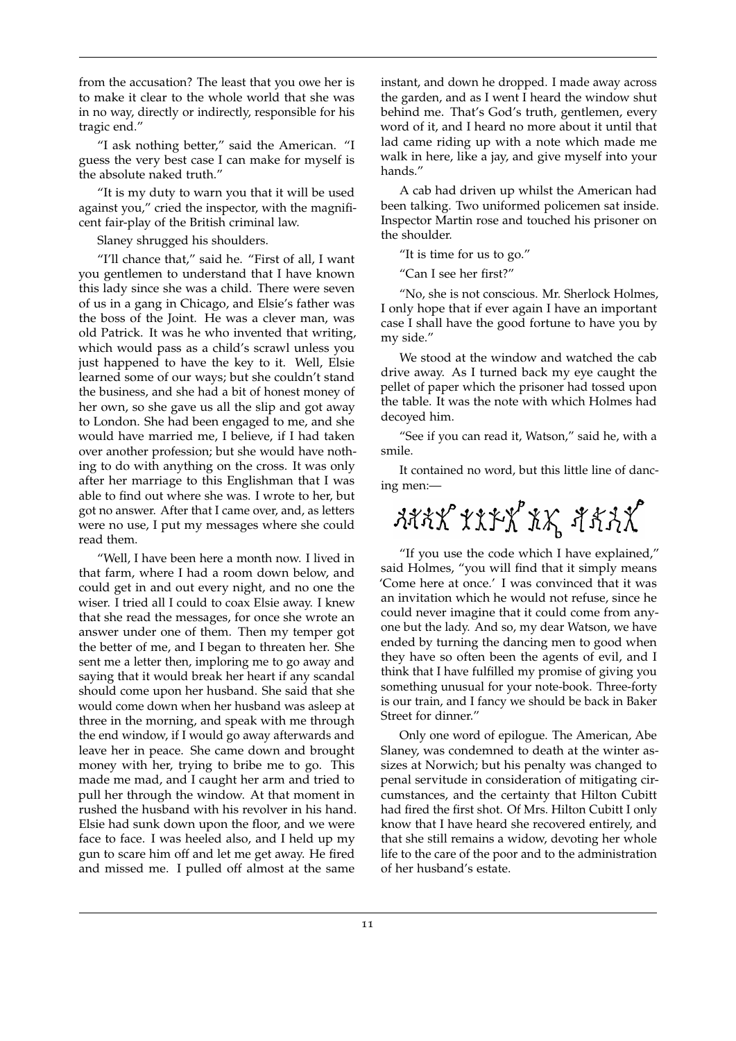from the accusation? The least that you owe her is to make it clear to the whole world that she was in no way, directly or indirectly, responsible for his tragic end."

"I ask nothing better," said the American. "I guess the very best case I can make for myself is the absolute naked truth."

"It is my duty to warn you that it will be used against you," cried the inspector, with the magnificent fair-play of the British criminal law.

Slaney shrugged his shoulders.

"I'll chance that," said he. "First of all, I want you gentlemen to understand that I have known this lady since she was a child. There were seven of us in a gang in Chicago, and Elsie's father was the boss of the Joint. He was a clever man, was old Patrick. It was he who invented that writing, which would pass as a child's scrawl unless you just happened to have the key to it. Well, Elsie learned some of our ways; but she couldn't stand the business, and she had a bit of honest money of her own, so she gave us all the slip and got away to London. She had been engaged to me, and she would have married me, I believe, if I had taken over another profession; but she would have nothing to do with anything on the cross. It was only after her marriage to this Englishman that I was able to find out where she was. I wrote to her, but got no answer. After that I came over, and, as letters were no use, I put my messages where she could read them.

"Well, I have been here a month now. I lived in that farm, where I had a room down below, and could get in and out every night, and no one the wiser. I tried all I could to coax Elsie away. I knew that she read the messages, for once she wrote an answer under one of them. Then my temper got the better of me, and I began to threaten her. She sent me a letter then, imploring me to go away and saying that it would break her heart if any scandal should come upon her husband. She said that she would come down when her husband was asleep at three in the morning, and speak with me through the end window, if I would go away afterwards and leave her in peace. She came down and brought money with her, trying to bribe me to go. This made me mad, and I caught her arm and tried to pull her through the window. At that moment in rushed the husband with his revolver in his hand. Elsie had sunk down upon the floor, and we were face to face. I was heeled also, and I held up my gun to scare him off and let me get away. He fired and missed me. I pulled off almost at the same instant, and down he dropped. I made away across the garden, and as I went I heard the window shut behind me. That's God's truth, gentlemen, every word of it, and I heard no more about it until that lad came riding up with a note which made me walk in here, like a jay, and give myself into your hands."

A cab had driven up whilst the American had been talking. Two uniformed policemen sat inside. Inspector Martin rose and touched his prisoner on the shoulder.

"It is time for us to go."

"Can I see her first?"

"No, she is not conscious. Mr. Sherlock Holmes, I only hope that if ever again I have an important case I shall have the good fortune to have you by my side."

We stood at the window and watched the cab drive away. As I turned back my eye caught the pellet of paper which the prisoner had tossed upon the table. It was the note with which Holmes had decoyed him.

"See if you can read it, Watson," said he, with a smile.

It contained no word, but this little line of dancing men:—

"If you use the code which I have explained," said Holmes, "you will find that it simply means 'Come here at once.' I was convinced that it was an invitation which he would not refuse, since he could never imagine that it could come from anyone but the lady. And so, my dear Watson, we have ended by turning the dancing men to good when they have so often been the agents of evil, and I think that I have fulfilled my promise of giving you something unusual for your note-book. Three-forty is our train, and I fancy we should be back in Baker Street for dinner."

Only one word of epilogue. The American, Abe Slaney, was condemned to death at the winter assizes at Norwich; but his penalty was changed to penal servitude in consideration of mitigating circumstances, and the certainty that Hilton Cubitt had fired the first shot. Of Mrs. Hilton Cubitt I only know that I have heard she recovered entirely, and that she still remains a widow, devoting her whole life to the care of the poor and to the administration of her husband's estate.